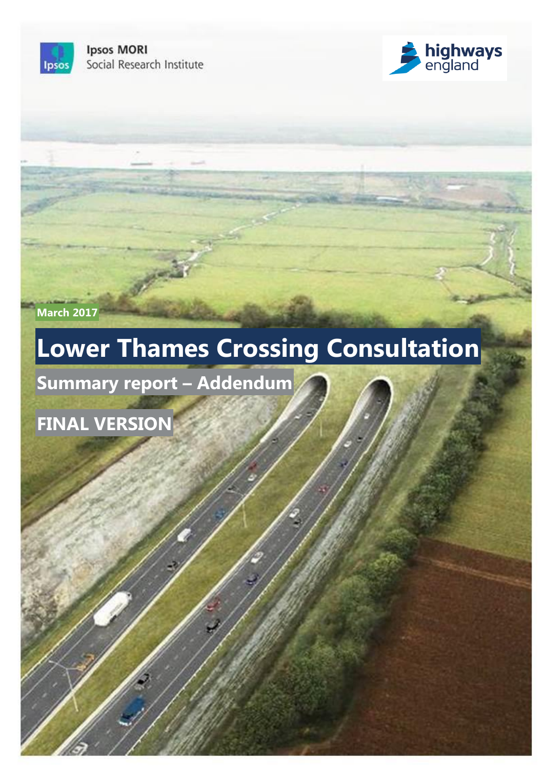Ipsos MORI
Social Research Institute

highways england

March 2017

# Lower Thames Crossing Consultation

## Summary report – Addendum

## FINAL VERSION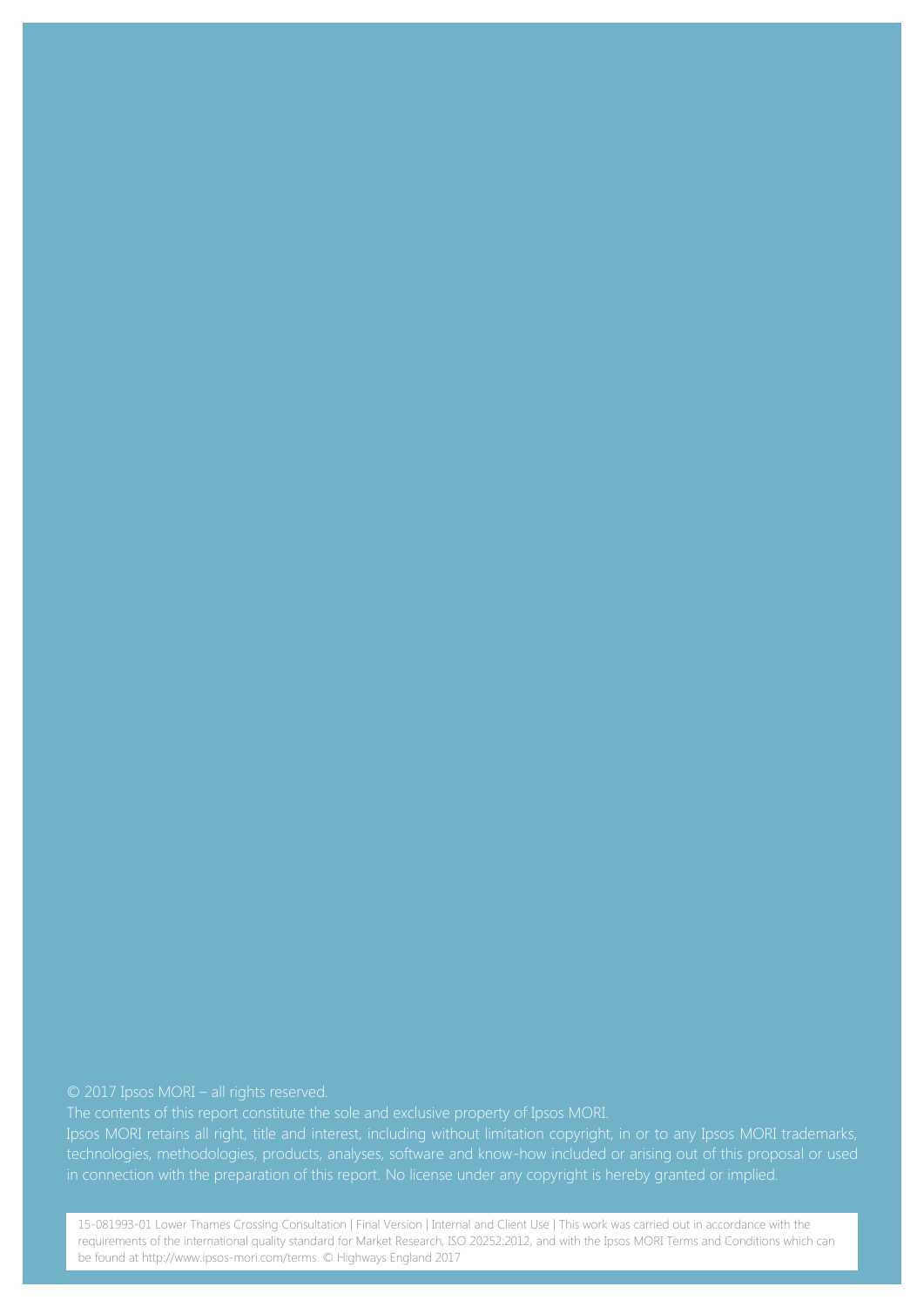© 2017 Ipsos MORI – all rights reserved.

The contents of this report constitute the sole and exclusive property of Ipsos MORI.

Ipsos MORI retains all right, title and interest, including without limitation copyright, in or to any Ipsos MORI trademarks, technologies, methodologies, products, analyses, software and know-how included or arising out of this proposal or used in connection with the preparation of this report. No license under any copyright is hereby granted or implied.

15-081993-01 Lower Thames Crossing Consultation | Final Version | Internal and Client Use | This work was carried out in accordance with the requirements of the international quality standard for Market Research, ISO 20252:2012, and with the Ipsos MORI Terms and Conditions which can be found at http://www.ipsos-mori.com/terms. © Highways England 2017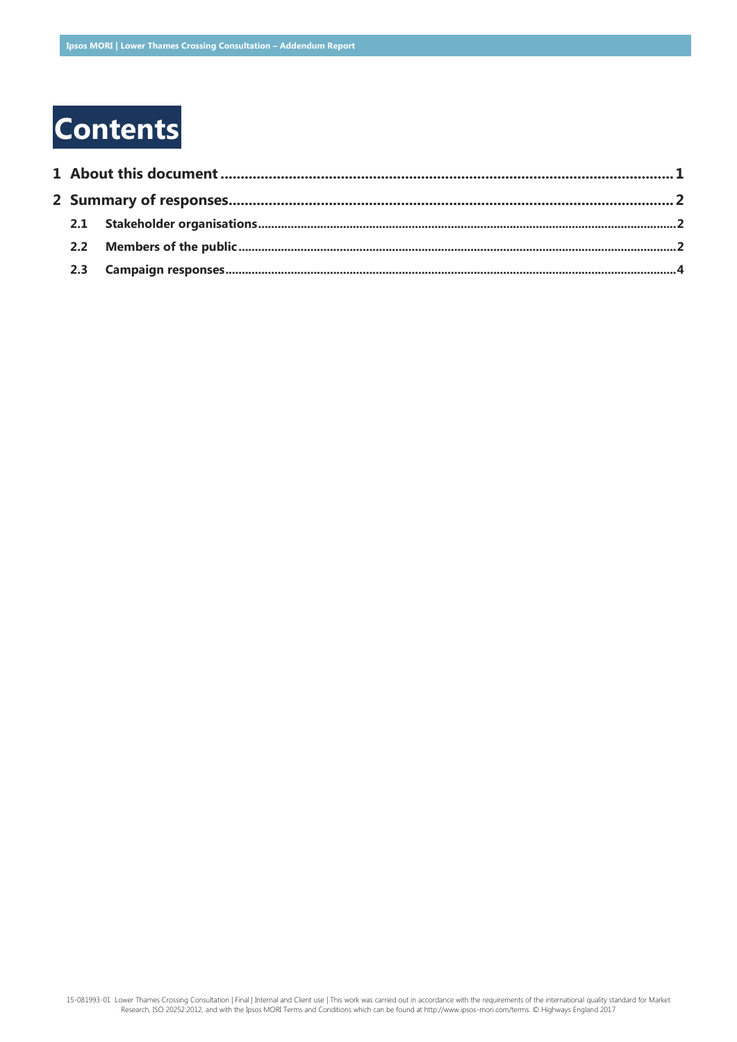# Contents

**1 About this document ........................................................................................................ 1**

**2 Summary of responses ..................................................................................................... 2**

**2.1 Stakeholder organisations ................................................................................................ 2**

**2.2 Members of the public ...................................................................................................... 2**

**2.3 Campaign responses ......................................................................................................... 4**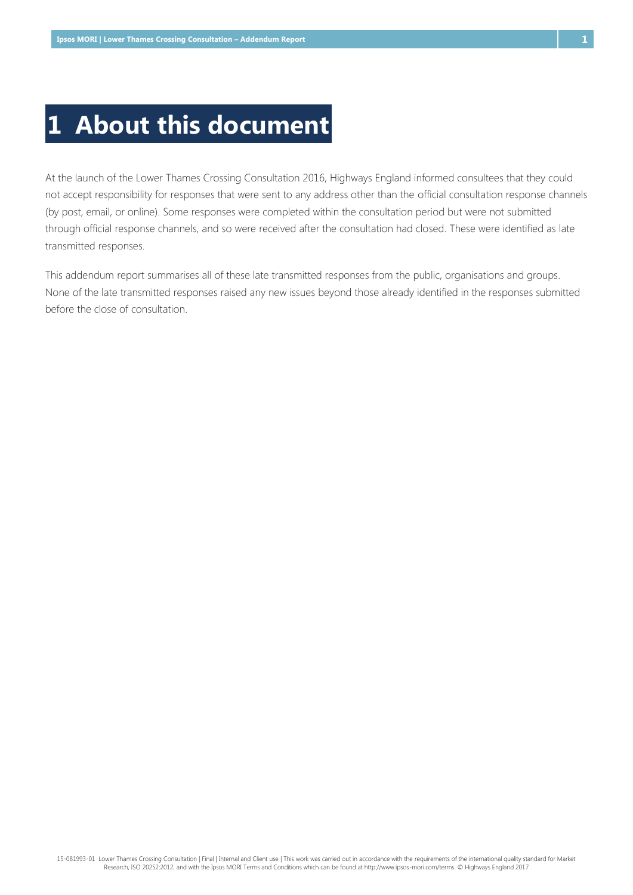# 1 About this document

At the launch of the Lower Thames Crossing Consultation 2016, Highways England informed consultees that they could not accept responsibility for responses that were sent to any address other than the official consultation response channels (by post, email, or online). Some responses were completed within the consultation period but were not submitted through official response channels, and so were received after the consultation had closed. These were identified as late transmitted responses.

This addendum report summarises all of these late transmitted responses from the public, organisations and groups. None of the late transmitted responses raised any new issues beyond those already identified in the responses submitted before the close of consultation.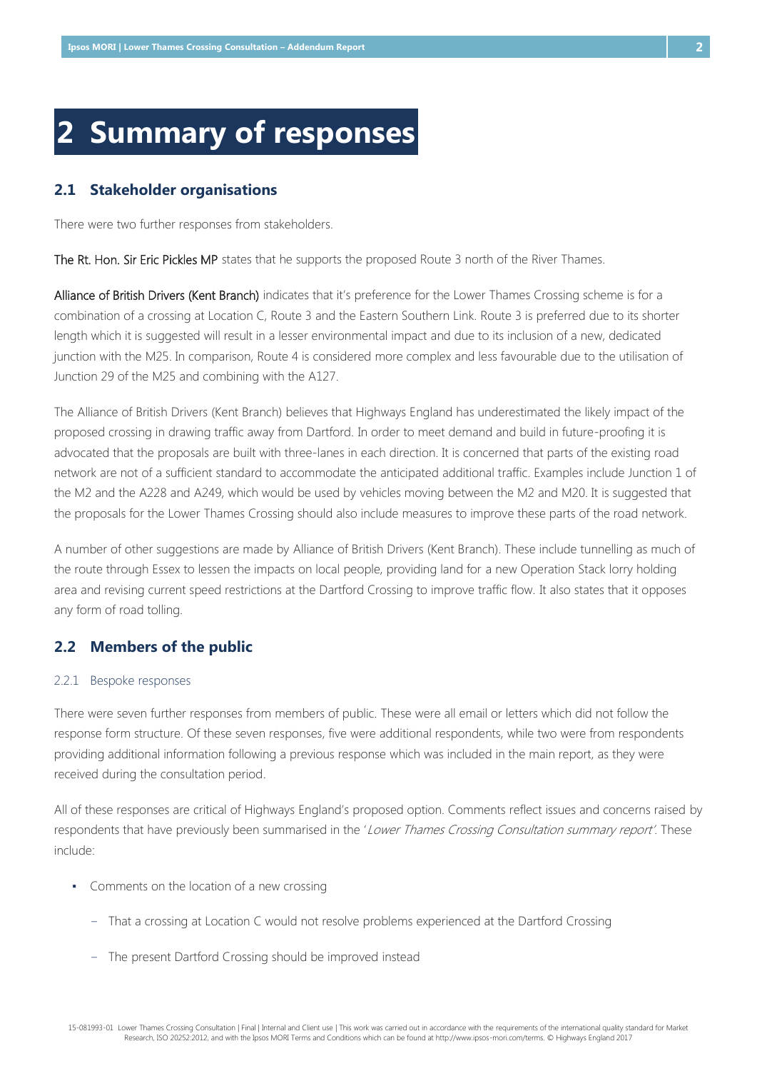# 2 Summary of responses

## 2.1 Stakeholder organisations

There were two further responses from stakeholders.

The Rt. Hon. Sir Eric Pickles MP states that he supports the proposed Route 3 north of the River Thames.

Alliance of British Drivers (Kent Branch) indicates that it's preference for the Lower Thames Crossing scheme is for a combination of a crossing at Location C, Route 3 and the Eastern Southern Link. Route 3 is preferred due to its shorter length which it is suggested will result in a lesser environmental impact and due to its inclusion of a new, dedicated junction with the M25. In comparison, Route 4 is considered more complex and less favourable due to the utilisation of Junction 29 of the M25 and combining with the A127.

The Alliance of British Drivers (Kent Branch) believes that Highways England has underestimated the likely impact of the proposed crossing in drawing traffic away from Dartford. In order to meet demand and build in future-proofing it is advocated that the proposals are built with three-lanes in each direction. It is concerned that parts of the existing road network are not of a sufficient standard to accommodate the anticipated additional traffic. Examples include Junction 1 of the M2 and the A228 and A249, which would be used by vehicles moving between the M2 and M20. It is suggested that the proposals for the Lower Thames Crossing should also include measures to improve these parts of the road network.

A number of other suggestions are made by Alliance of British Drivers (Kent Branch). These include tunnelling as much of the route through Essex to lessen the impacts on local people, providing land for a new Operation Stack lorry holding area and revising current speed restrictions at the Dartford Crossing to improve traffic flow. It also states that it opposes any form of road tolling.

## 2.2 Members of the public

### 2.2.1 Bespoke responses

There were seven further responses from members of public. These were all email or letters which did not follow the response form structure. Of these seven responses, five were additional respondents, while two were from respondents providing additional information following a previous response which was included in the main report, as they were received during the consultation period.

All of these responses are critical of Highways England's proposed option. Comments reflect issues and concerns raised by respondents that have previously been summarised in the '*Lower Thames Crossing Consultation summary report'*. These include:

- Comments on the location of a new crossing
  - That a crossing at Location C would not resolve problems experienced at the Dartford Crossing
  - The present Dartford Crossing should be improved instead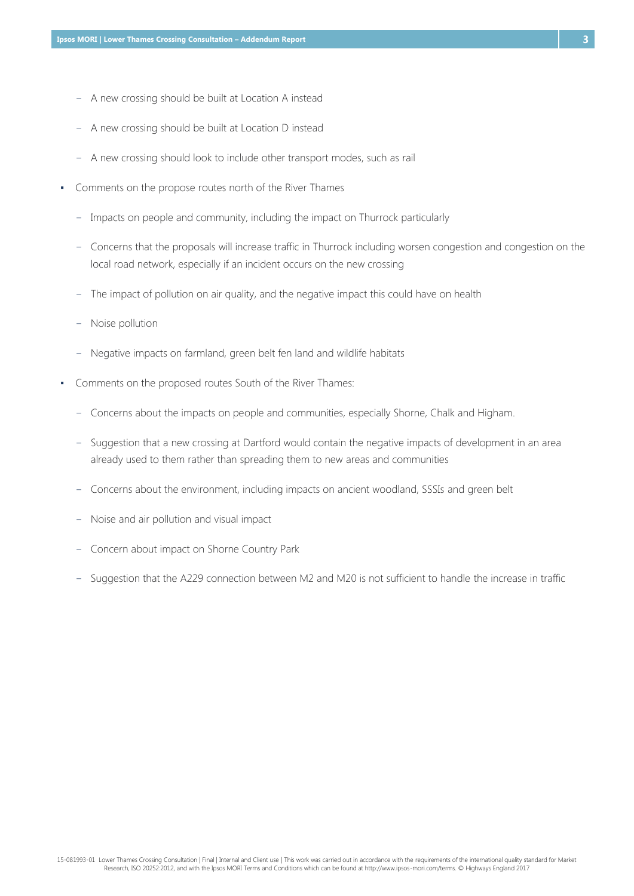- A new crossing should be built at Location A instead
  - A new crossing should be built at Location D instead
  - A new crossing should look to include other transport modes, such as rail
- Comments on the propose routes north of the River Thames
  - Impacts on people and community, including the impact on Thurrock particularly
  - Concerns that the proposals will increase traffic in Thurrock including worsen congestion and congestion on the local road network, especially if an incident occurs on the new crossing
  - The impact of pollution on air quality, and the negative impact this could have on health
  - Noise pollution
  - Negative impacts on farmland, green belt fen land and wildlife habitats
- Comments on the proposed routes South of the River Thames:
  - Concerns about the impacts on people and communities, especially Shorne, Chalk and Higham.
  - Suggestion that a new crossing at Dartford would contain the negative impacts of development in an area already used to them rather than spreading them to new areas and communities
  - Concerns about the environment, including impacts on ancient woodland, SSSIs and green belt
  - Noise and air pollution and visual impact
  - Concern about impact on Shorne Country Park
  - Suggestion that the A229 connection between M2 and M20 is not sufficient to handle the increase in traffic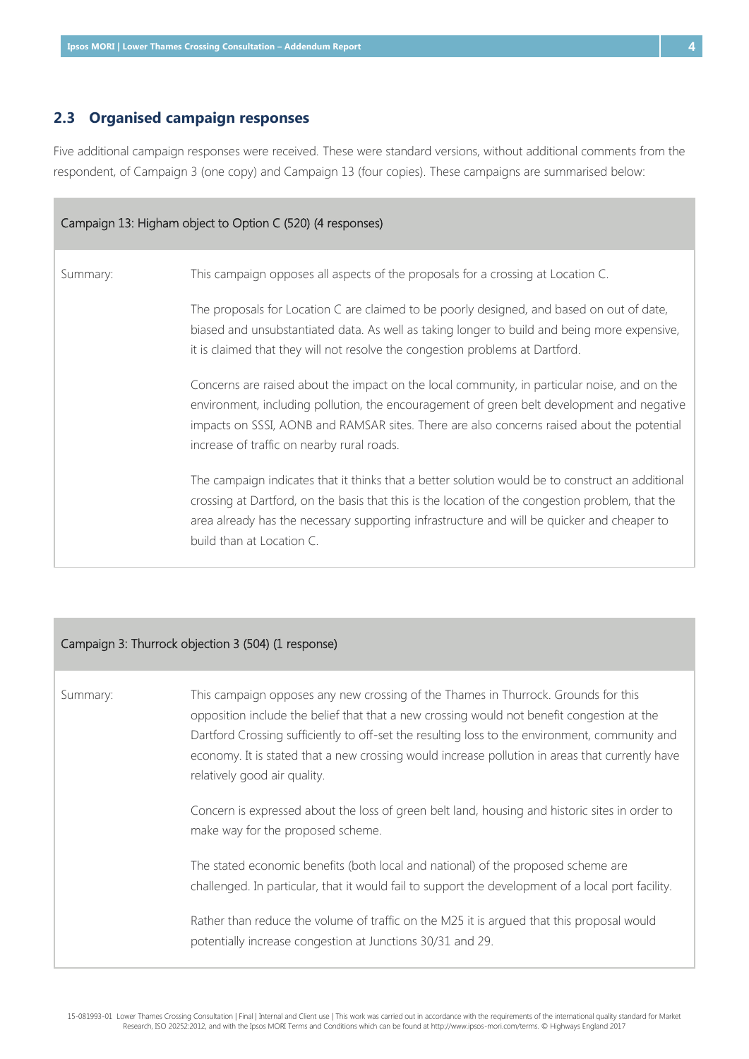## 2.3 Organised campaign responses

Five additional campaign responses were received. These were standard versions, without additional comments from the respondent, of Campaign 3 (one copy) and Campaign 13 (four copies). These campaigns are summarised below:

| Campaign 13: Higham object to Option C (520) (4 responses) | |
|---|---|
| Summary: | This campaign opposes all aspects of the proposals for a crossing at Location C.<br><br>The proposals for Location C are claimed to be poorly designed, and based on out of date, biased and unsubstantiated data. As well as taking longer to build and being more expensive, it is claimed that they will not resolve the congestion problems at Dartford.<br><br>Concerns are raised about the impact on the local community, in particular noise, and on the environment, including pollution, the encouragement of green belt development and negative impacts on SSSI, AONB and RAMSAR sites. There are also concerns raised about the potential increase of traffic on nearby rural roads.<br><br>The campaign indicates that it thinks that a better solution would be to construct an additional crossing at Dartford, on the basis that this is the location of the congestion problem, that the area already has the necessary supporting infrastructure and will be quicker and cheaper to build than at Location C. |

| Campaign 3: Thurrock objection 3 (504) (1 response) | |
|---|---|
| Summary: | This campaign opposes any new crossing of the Thames in Thurrock. Grounds for this opposition include the belief that that a new crossing would not benefit congestion at the Dartford Crossing sufficiently to off-set the resulting loss to the environment, community and economy. It is stated that a new crossing would increase pollution in areas that currently have relatively good air quality.<br><br>Concern is expressed about the loss of green belt land, housing and historic sites in order to make way for the proposed scheme.<br><br>The stated economic benefits (both local and national) of the proposed scheme are challenged. In particular, that it would fail to support the development of a local port facility.<br><br>Rather than reduce the volume of traffic on the M25 it is argued that this proposal would potentially increase congestion at Junctions 30/31 and 29. |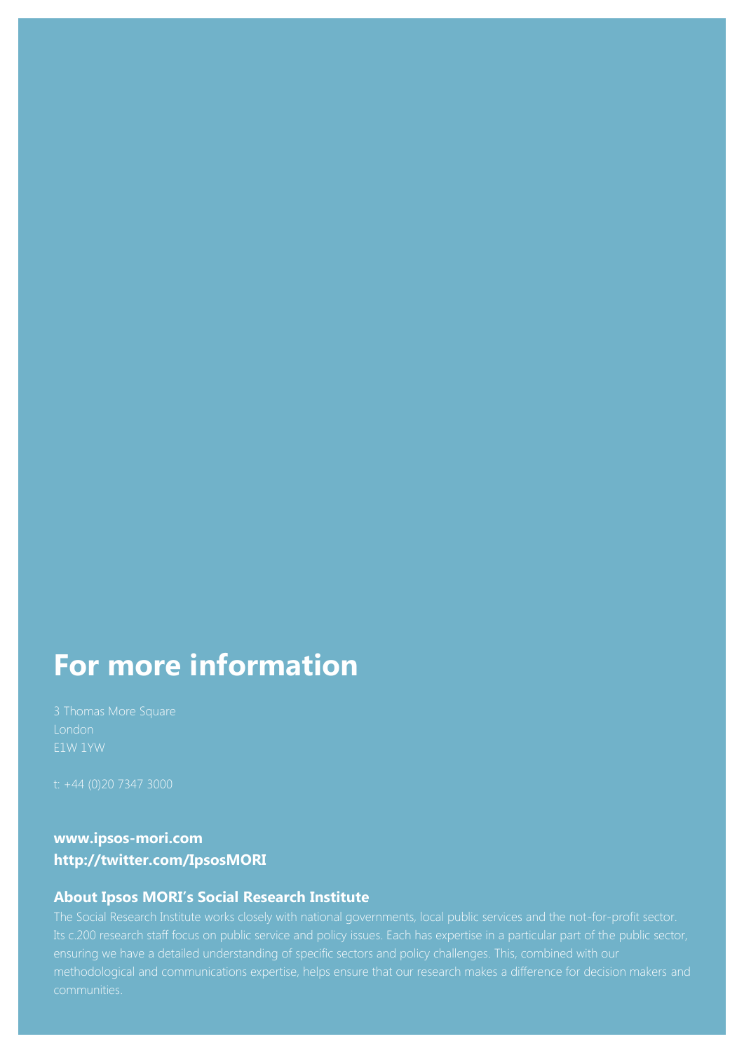# For more information

3 Thomas More Square
London
E1W 1YW

t: +44 (0)20 7347 3000

**www.ipsos-mori.com**
**http://twitter.com/IpsosMORI**

### About Ipsos MORI's Social Research Institute

The Social Research Institute works closely with national governments, local public services and the not-for-profit sector. Its c.200 research staff focus on public service and policy issues. Each has expertise in a particular part of the public sector, ensuring we have a detailed understanding of specific sectors and policy challenges. This, combined with our methodological and communications expertise, helps ensure that our research makes a difference for decision makers and communities.